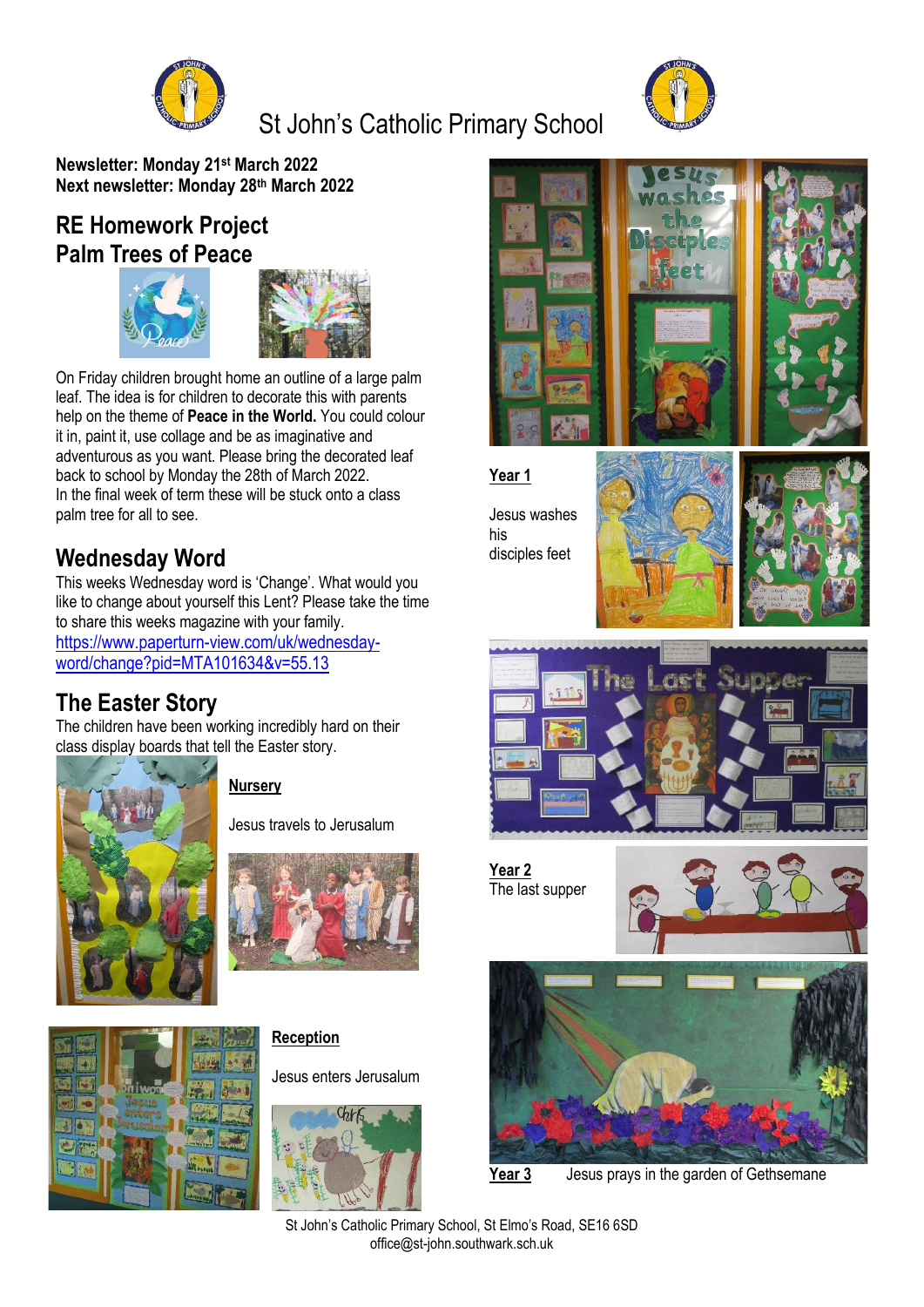# St John's Catholic Primary School

**Newsletter: Monday 21st March 2022**
**Next newsletter: Monday 28th March 2022**

## RE Homework Project
## Palm Trees of Peace

On Friday children brought home an outline of a large palm leaf. The idea is for children to decorate this with parents help on the theme of **Peace in the World.** You could colour it in, paint it, use collage and be as imaginative and adventurous as you want. Please bring the decorated leaf back to school by Monday the 28th of March 2022.
In the final week of term these will be stuck onto a class palm tree for all to see.

## Wednesday Word

This weeks Wednesday word is 'Change'. What would you like to change about yourself this Lent? Please take the time to share this weeks magazine with your family.
[https://www.paperturn-view.com/uk/wednesday-word/change?pid=MTA101634&v=55.13](https://www.paperturn-view.com/uk/wednesday-word/change?pid=MTA101634&v=55.13)

## The Easter Story

The children have been working incredibly hard on their class display boards that tell the Easter story.

**Nursery**

Jesus travels to Jerusalum

**Reception**

Jesus enters Jerusalum

**Year 1**

Jesus washes his disciples feet

**Year 2**
The last supper

**Year 3** Jesus prays in the garden of Gethsemane

St John's Catholic Primary School, St Elmo's Road, SE16 6SD
office@st-john.southwark.sch.uk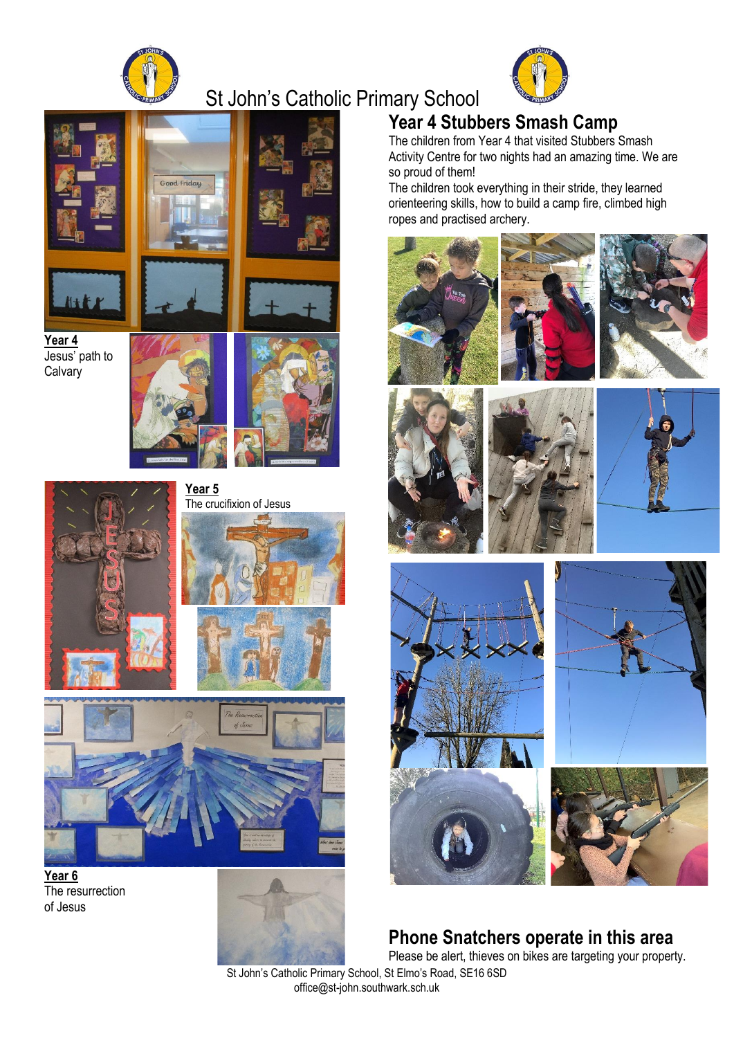# St John's Catholic Primary School

**Year 4**
Jesus' path to Calvary

**Year 5**
The crucifixion of Jesus

**Year 6**
The resurrection of Jesus

## Year 4 Stubbers Smash Camp

The children from Year 4 that visited Stubbers Smash Activity Centre for two nights had an amazing time. We are so proud of them!

The children took everything in their stride, they learned orienteering skills, how to build a camp fire, climbed high ropes and practised archery.

## Phone Snatchers operate in this area

Please be alert, thieves on bikes are targeting your property.

St John's Catholic Primary School, St Elmo's Road, SE16 6SD
office@st-john.southwark.sch.uk